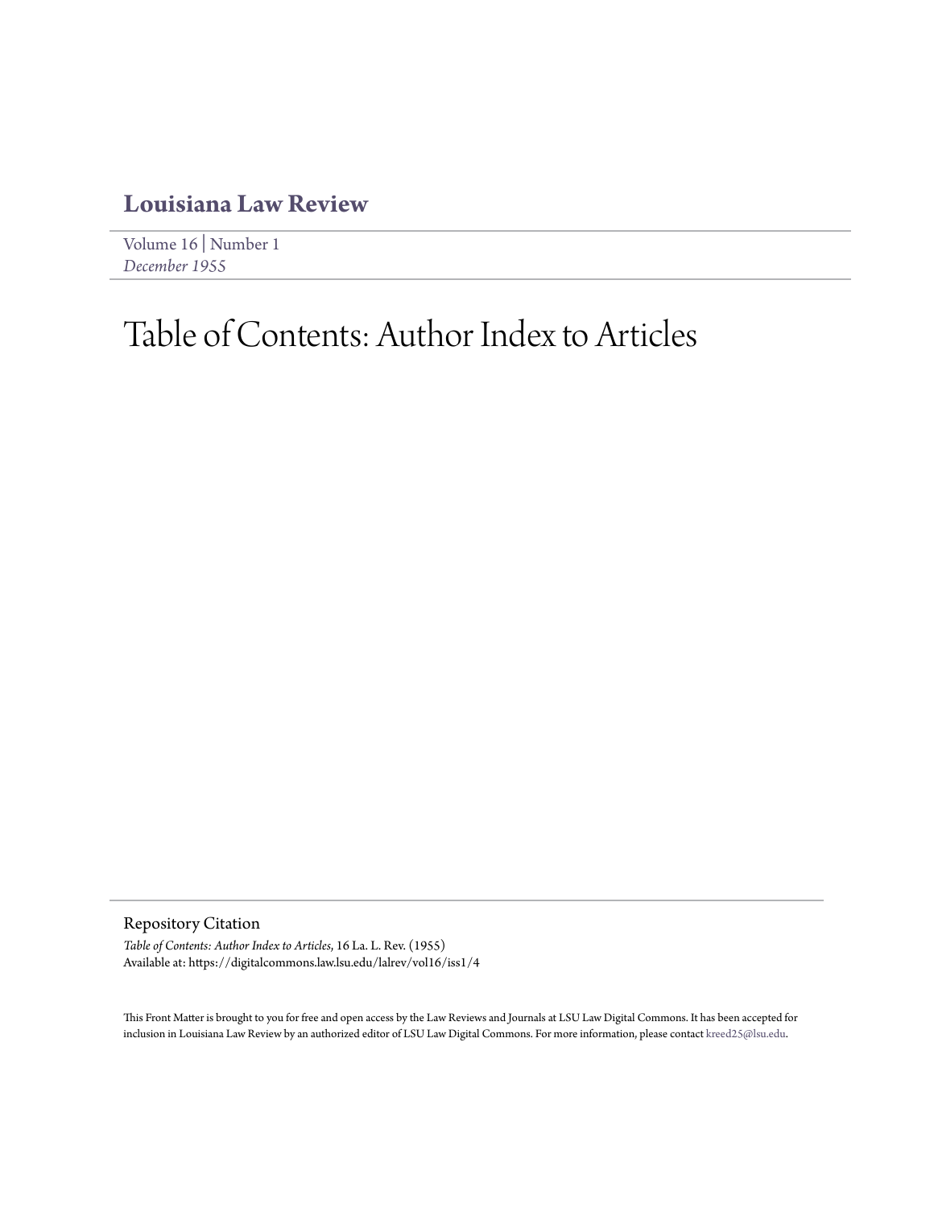**Louisiana Law Review**

Volume 16 | Number 1
*December 1955*

# Table of Contents: Author Index to Articles

## Repository Citation

*Table of Contents: Author Index to Articles*, 16 La. L. Rev. (1955)
Available at: https://digitalcommons.law.lsu.edu/lalrev/vol16/iss1/4

This Front Matter is brought to you for free and open access by the Law Reviews and Journals at LSU Law Digital Commons. It has been accepted for inclusion in Louisiana Law Review by an authorized editor of LSU Law Digital Commons. For more information, please contact kreed25@lsu.edu.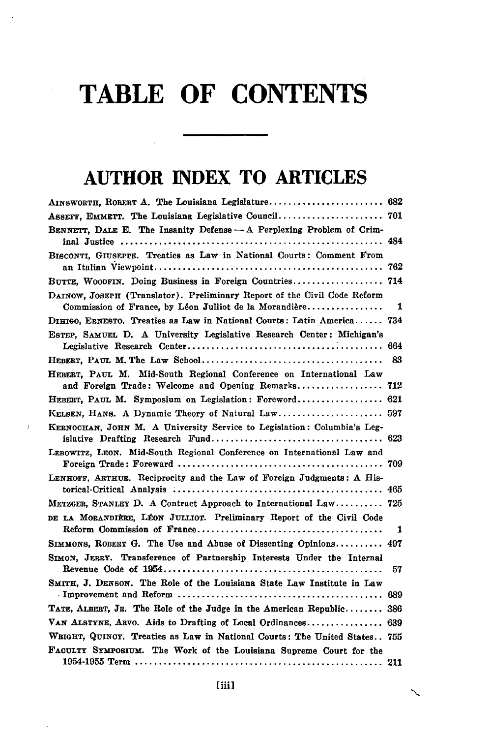# TABLE OF CONTENTS

## AUTHOR INDEX TO ARTICLES

AINSWORTH, ROBERT A. The Louisiana Legislature ........................ 682

ASSEFF, EMMETT. The Louisiana Legislative Council ...................... 701

BENNETT, DALE E. The Insanity Defense — A Perplexing Problem of Criminal Justice ........................................................ 484

BISCONTI, GIUSEPPE. Treaties as Law in National Courts: Comment From an Italian Viewpoint ................................................ 762

BUTTE, WOODFIN. Doing Business in Foreign Countries ................... 714

DAINOW, JOSEPH (Translator). Preliminary Report of the Civil Code Reform Commission of France, by Léon Julliot de la Morandière ................ 1

DIHIGO, ERNESTO. Treaties as Law in National Courts: Latin America ...... 734

ESTEP, SAMUEL D. A University Legislative Research Center: Michigan's Legislative Research Center ........................................ 664

HEBERT, PAUL M. The Law School ...................................... 83

HEBERT, PAUL M. Mid-South Regional Conference on International Law and Foreign Trade: Welcome and Opening Remarks .................. 712

HEBERT, PAUL M. Symposium on Legislation: Foreword .................. 621

KELSEN, HANS. A Dynamic Theory of Natural Law ...................... 597

KERNOCHAN, JOHN M. A University Service to Legislation: Columbia's Legislative Drafting Research Fund ................................... 623

LEBOWITZ, LEON. Mid-South Regional Conference on International Law and Foreign Trade: Foreward .......................................... 709

LENHOFF, ARTHUR. Reciprocity and the Law of Foreign Judgments: A Historical-Critical Analysis ........................................... 465

METZGER, STANLEY D. A Contract Approach to International Law .......... 725

DE LA MORANDIÈRE, LÉON JULLIOT. Preliminary Report of the Civil Code Reform Commission of France ...................................... 1

SIMMONS, ROBERT G. The Use and Abuse of Dissenting Opinions .......... 497

SIMON, JERRY. Transference of Partnership Interests Under the Internal Revenue Code of 1954 ............................................. 57

SMITH, J. DENSON. The Role of the Louisiana State Law Institute in Law Improvement and Reform ........................................... 689

TATE, ALBERT, JR. The Role of the Judge in the American Republic ........ 386

VAN ALSTYNE, ARVO. Aids to Drafting of Local Ordinances ................ 639

WRIGHT, QUINCY. Treaties as Law in National Courts: The United States .. 755

FACULTY SYMPOSIUM. The Work of the Louisiana Supreme Court for the 1954-1955 Term .................................................... 211